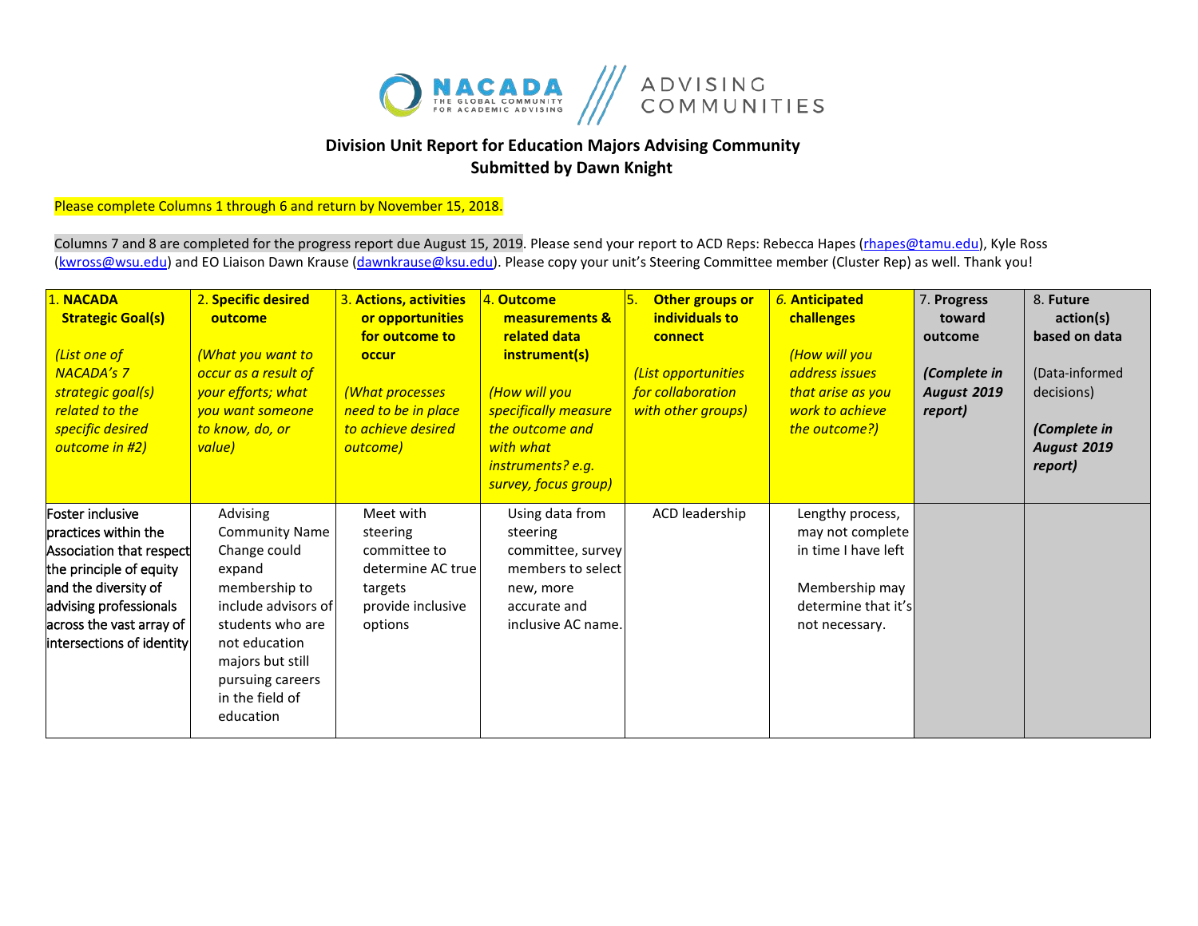## Division Unit Report for Education Majors Advising Community
### Submitted by Dawn Knight

Please complete Columns 1 through 6 and return by November 15, 2018.

Columns 7 and 8 are completed for the progress report due August 15, 2019. Please send your report to ACD Reps: Rebecca Hapes (rhapes@tamu.edu), Kyle Ross (kwross@wsu.edu) and EO Liaison Dawn Krause (dawnkrause@ksu.edu). Please copy your unit's Steering Committee member (Cluster Rep) as well. Thank you!

| 1. **NACADA Strategic Goal(s)** *(List one of NACADA's 7 strategic goal(s) related to the specific desired outcome in #2)* | 2. **Specific desired outcome** *(What you want to occur as a result of your efforts; what you want someone to know, do, or value)* | 3. **Actions, activities or opportunities for outcome to occur** *(What processes need to be in place to achieve desired outcome)* | 4. **Outcome measurements & related data instrument(s)** *(How will you specifically measure the outcome and with what instruments? e.g. survey, focus group)* | 5. **Other groups or individuals to connect** *(List opportunities for collaboration with other groups)* | 6. **Anticipated challenges** *(How will you address issues that arise as you work to achieve the outcome?)* | 7. **Progress toward outcome** ***(Complete in August 2019 report)*** | 8. **Future action(s) based on data** (Data-informed decisions) ***(Complete in August 2019 report)*** |
|---|---|---|---|---|---|---|---|
| Foster inclusive practices within the Association that respect the principle of equity and the diversity of advising professionals across the vast array of intersections of identity | Advising Community Name Change could expand membership to include advisors of students who are not education majors but still pursuing careers in the field of education | Meet with steering committee to determine AC true targets provide inclusive options | Using data from steering committee, survey members to select new, more accurate and inclusive AC name. | ACD leadership | Lengthy process, may not complete in time I have left<br><br>Membership may determine that it's not necessary. | | |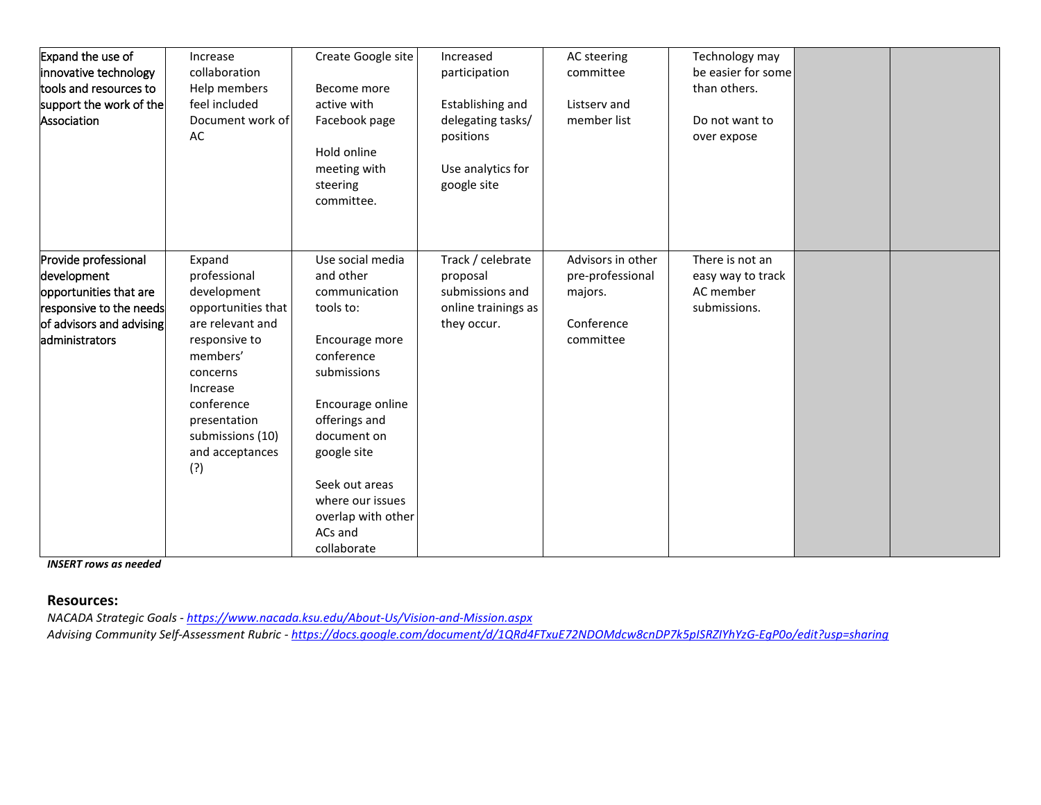| | | | | | | | |
|---|---|---|---|---|---|---|---|
| Expand the use of innovative technology tools and resources to support the work of the Association | Increase collaboration<br>Help members feel included<br>Document work of AC | Create Google site<br><br>Become more active with Facebook page<br><br>Hold online meeting with steering committee. | Increased participation<br><br>Establishing and delegating tasks/ positions<br><br>Use analytics for google site | AC steering committee<br><br>Listserv and member list | Technology may be easier for some than others.<br><br>Do not want to over expose | | |
| Provide professional development opportunities that are responsive to the needs of advisors and advising administrators | Expand professional development opportunities that are relevant and responsive to members' concerns<br>Increase conference presentation submissions (10) and acceptances (?) | Use social media and other communication tools to:<br><br>Encourage more conference submissions<br><br>Encourage online offerings and document on google site<br><br>Seek out areas where our issues overlap with other ACs and collaborate | Track / celebrate proposal submissions and online trainings as they occur. | Advisors in other pre-professional majors.<br><br>Conference committee | There is not an easy way to track AC member submissions. | | |

***INSERT rows as needed***

**Resources:**

*NACADA Strategic Goals - https://www.nacada.ksu.edu/About-Us/Vision-and-Mission.aspx*

*Advising Community Self-Assessment Rubric - https://docs.google.com/document/d/1QRd4FTxuE72NDOMdcw8cnDP7k5plSRZIYhYzG-EgP0o/edit?usp=sharing*